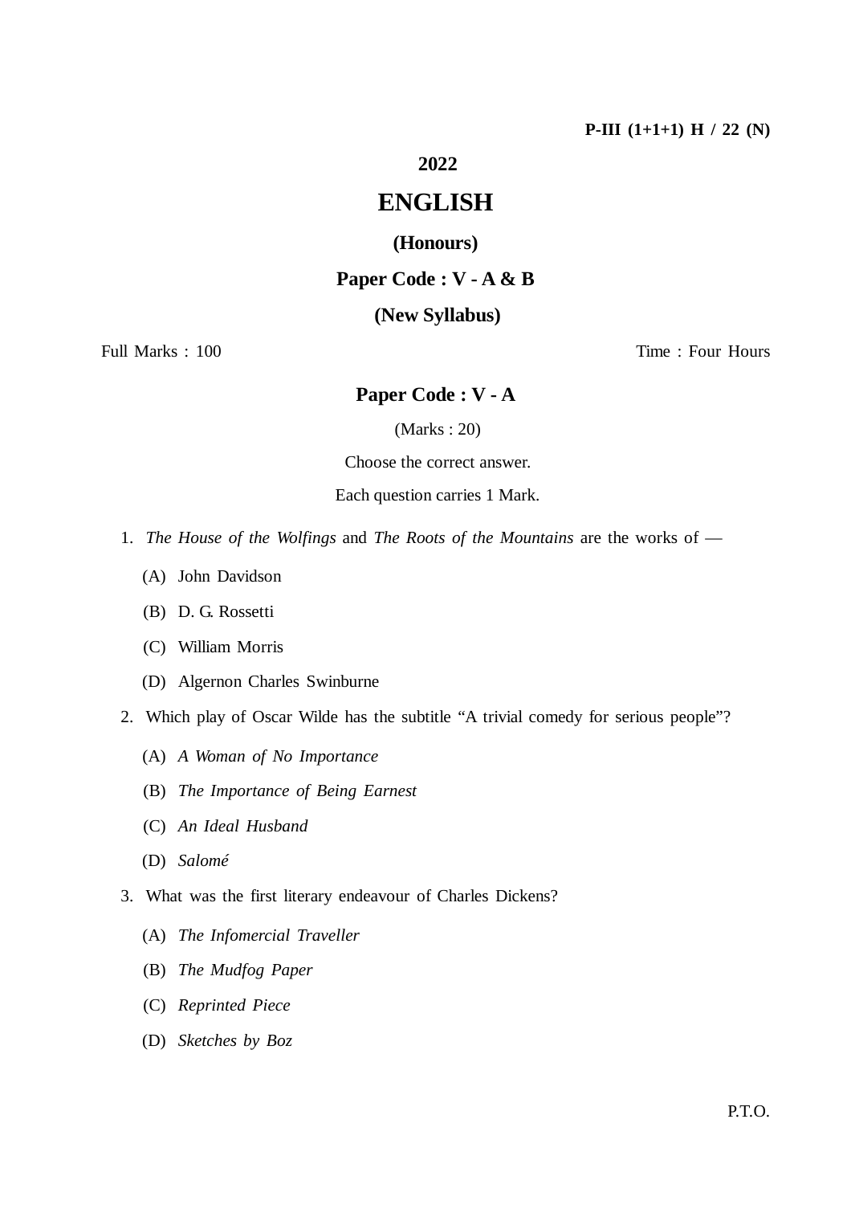P-III (1+1+1) H / 22 (N)

# 2022

# ENGLISH

## (Honours)

## Paper Code : V - A & B

## (New Syllabus)

Full Marks : 100 | Time : Four Hours

## Paper Code : V - A

(Marks : 20)

Choose the correct answer.

Each question carries 1 Mark.

1. *The House of the Wolfings* and *The Roots of the Mountains* are the works of —
   - (A) John Davidson
   - (B) D. G. Rossetti
   - (C) William Morris
   - (D) Algernon Charles Swinburne

2. Which play of Oscar Wilde has the subtitle "A trivial comedy for serious people"?
   - (A) *A Woman of No Importance*
   - (B) *The Importance of Being Earnest*
   - (C) *An Ideal Husband*
   - (D) *Salomé*

3. What was the first literary endeavour of Charles Dickens?
   - (A) *The Infomercial Traveller*
   - (B) *The Mudfog Paper*
   - (C) *Reprinted Piece*
   - (D) *Sketches by Boz*

P.T.O.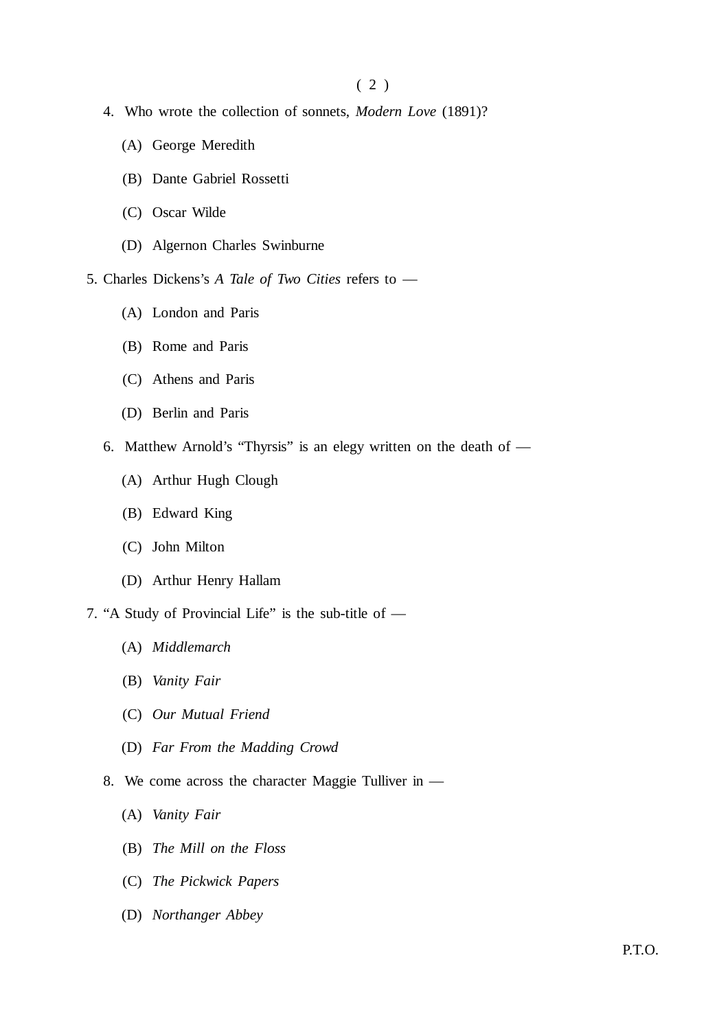4. Who wrote the collection of sonnets, *Modern Love* (1891)?

   (A) George Meredith

   (B) Dante Gabriel Rossetti

   (C) Oscar Wilde

   (D) Algernon Charles Swinburne

5. Charles Dickens's *A Tale of Two Cities* refers to —

   (A) London and Paris

   (B) Rome and Paris

   (C) Athens and Paris

   (D) Berlin and Paris

6. Matthew Arnold's "Thyrsis" is an elegy written on the death of —

   (A) Arthur Hugh Clough

   (B) Edward King

   (C) John Milton

   (D) Arthur Henry Hallam

7. "A Study of Provincial Life" is the sub-title of —

   (A) *Middlemarch*

   (B) *Vanity Fair*

   (C) *Our Mutual Friend*

   (D) *Far From the Madding Crowd*

8. We come across the character Maggie Tulliver in —

   (A) *Vanity Fair*

   (B) *The Mill on the Floss*

   (C) *The Pickwick Papers*

   (D) *Northanger Abbey*

P.T.O.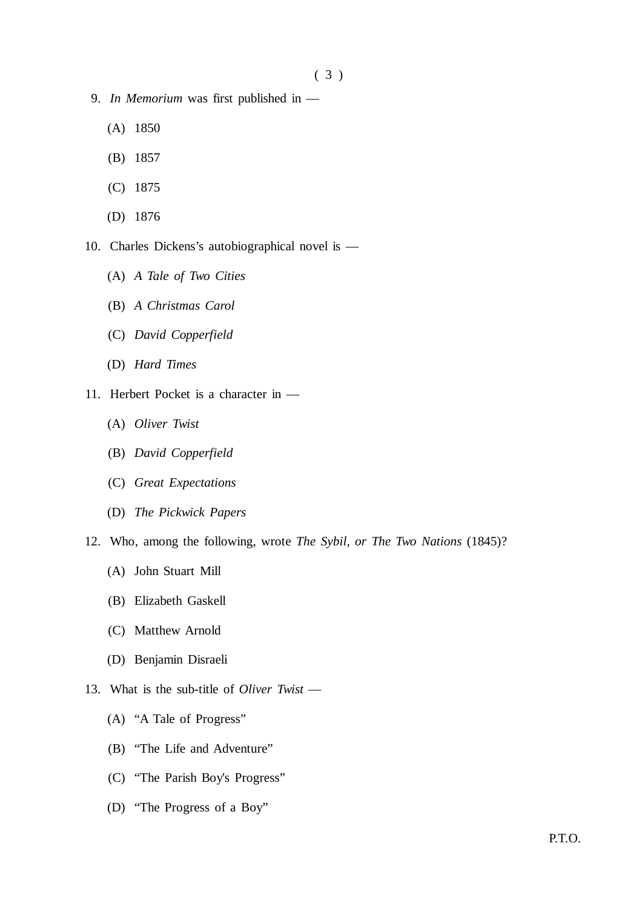9. *In Memorium* was first published in —

   (A) 1850

   (B) 1857

   (C) 1875

   (D) 1876

10. Charles Dickens's autobiographical novel is —

    (A) *A Tale of Two Cities*

    (B) *A Christmas Carol*

    (C) *David Copperfield*

    (D) *Hard Times*

11. Herbert Pocket is a character in —

    (A) *Oliver Twist*

    (B) *David Copperfield*

    (C) *Great Expectations*

    (D) *The Pickwick Papers*

12. Who, among the following, wrote *The Sybil, or The Two Nations* (1845)?

    (A) John Stuart Mill

    (B) Elizabeth Gaskell

    (C) Matthew Arnold

    (D) Benjamin Disraeli

13. What is the sub-title of *Oliver Twist* —

    (A) "A Tale of Progress"

    (B) "The Life and Adventure"

    (C) "The Parish Boy's Progress"

    (D) "The Progress of a Boy"

P.T.O.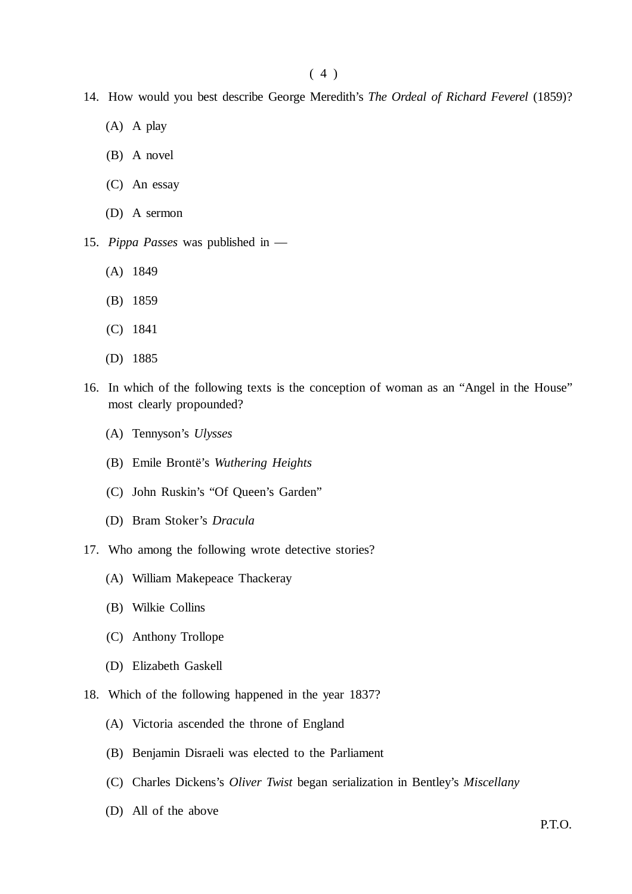14. How would you best describe George Meredith's *The Ordeal of Richard Feverel* (1859)?

    (A) A play

    (B) A novel

    (C) An essay

    (D) A sermon

15. *Pippa Passes* was published in —

    (A) 1849

    (B) 1859

    (C) 1841

    (D) 1885

16. In which of the following texts is the conception of woman as an "Angel in the House" most clearly propounded?

    (A) Tennyson's *Ulysses*

    (B) Emile Brontë's *Wuthering Heights*

    (C) John Ruskin's "Of Queen's Garden"

    (D) Bram Stoker's *Dracula*

17. Who among the following wrote detective stories?

    (A) William Makepeace Thackeray

    (B) Wilkie Collins

    (C) Anthony Trollope

    (D) Elizabeth Gaskell

18. Which of the following happened in the year 1837?

    (A) Victoria ascended the throne of England

    (B) Benjamin Disraeli was elected to the Parliament

    (C) Charles Dickens's *Oliver Twist* began serialization in Bentley's *Miscellany*

    (D) All of the above

P.T.O.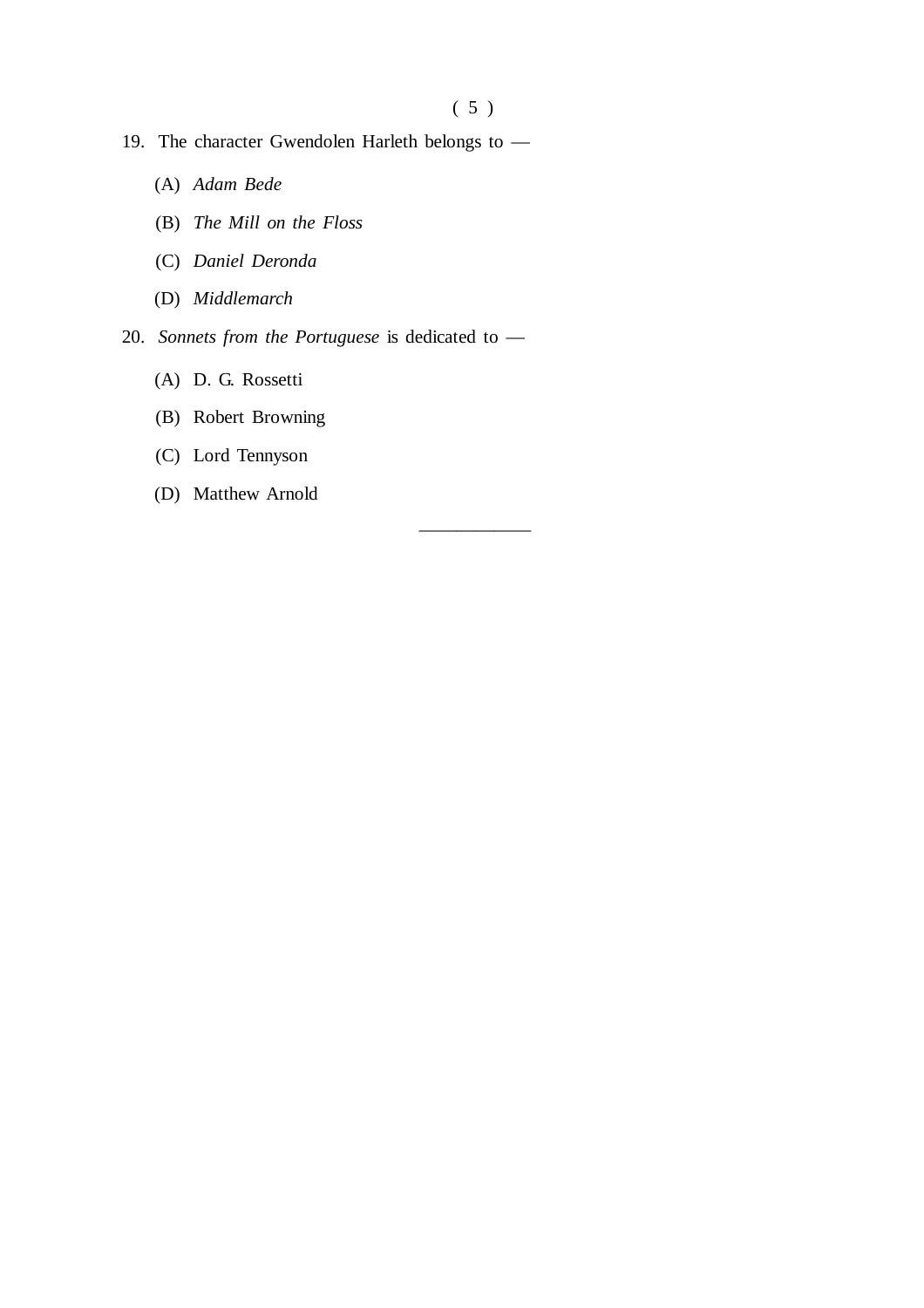19. The character Gwendolen Harleth belongs to —

    (A) *Adam Bede*

    (B) *The Mill on the Floss*

    (C) *Daniel Deronda*

    (D) *Middlemarch*

20. *Sonnets from the Portuguese* is dedicated to —

    (A) D. G. Rossetti

    (B) Robert Browning

    (C) Lord Tennyson

    (D) Matthew Arnold

---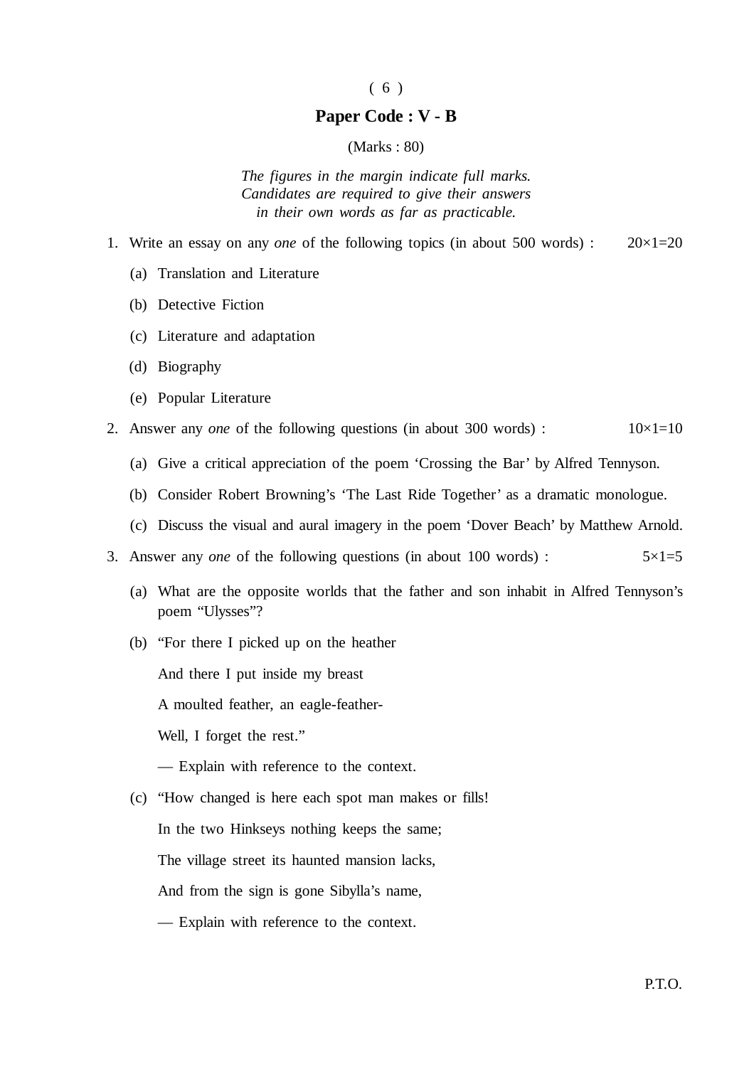## Paper Code : V - B

(Marks : 80)

*The figures in the margin indicate full marks. Candidates are required to give their answers in their own words as far as practicable.*

1. Write an essay on any *one* of the following topics (in about 500 words) : 20×1=20

   (a) Translation and Literature

   (b) Detective Fiction

   (c) Literature and adaptation

   (d) Biography

   (e) Popular Literature

2. Answer any *one* of the following questions (in about 300 words) : 10×1=10

   (a) Give a critical appreciation of the poem 'Crossing the Bar' by Alfred Tennyson.

   (b) Consider Robert Browning's 'The Last Ride Together' as a dramatic monologue.

   (c) Discuss the visual and aural imagery in the poem 'Dover Beach' by Matthew Arnold.

3. Answer any *one* of the following questions (in about 100 words) : 5×1=5

   (a) What are the opposite worlds that the father and son inhabit in Alfred Tennyson's poem "Ulysses"?

   (b) "For there I picked up on the heather

   And there I put inside my breast

   A moulted feather, an eagle-feather-

   Well, I forget the rest."

   — Explain with reference to the context.

   (c) "How changed is here each spot man makes or fills!

   In the two Hinkseys nothing keeps the same;

   The village street its haunted mansion lacks,

   And from the sign is gone Sibylla's name,

   — Explain with reference to the context.

P.T.O.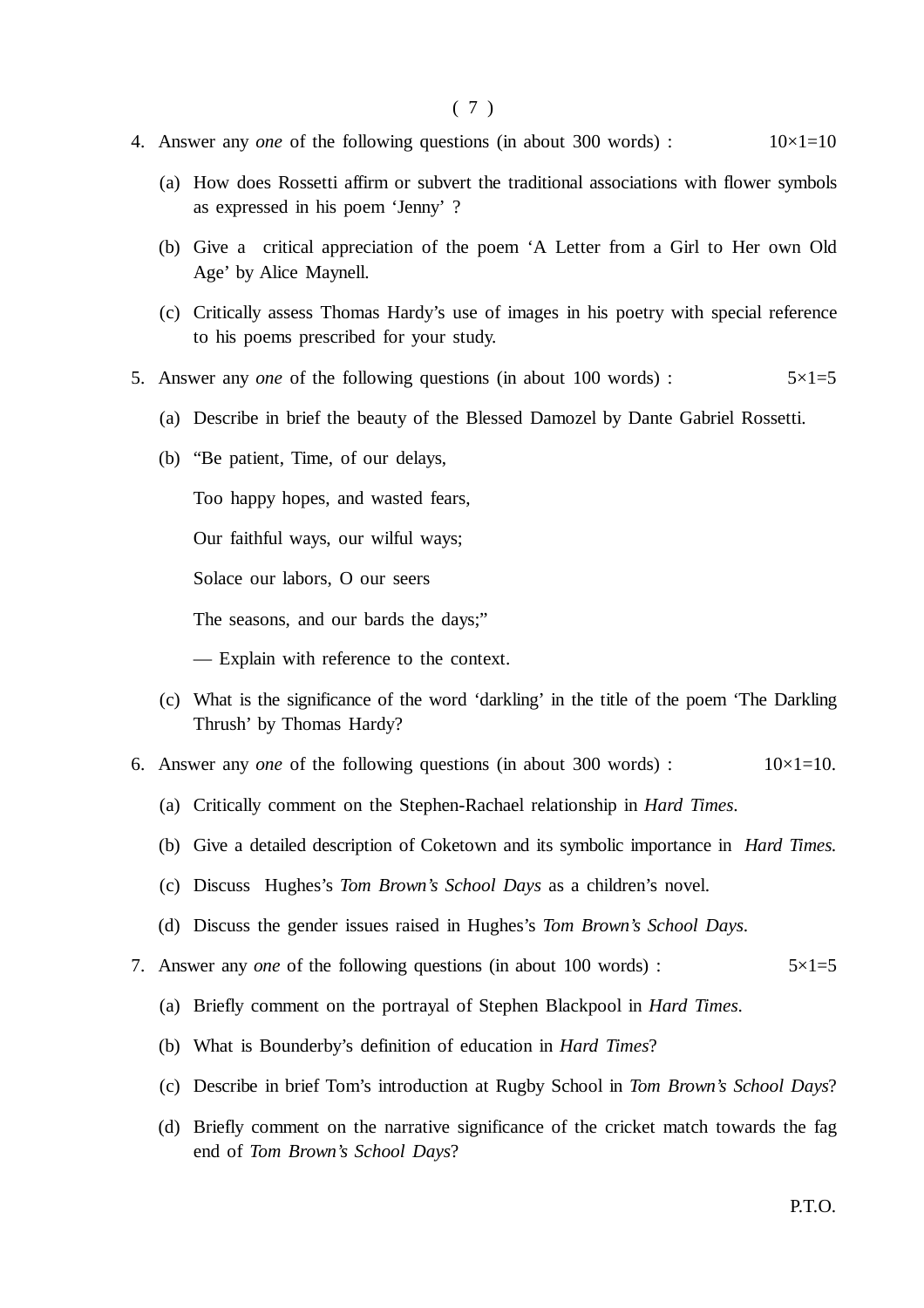4. Answer any *one* of the following questions (in about 300 words) : 10×1=10

   (a) How does Rossetti affirm or subvert the traditional associations with flower symbols as expressed in his poem 'Jenny' ?

   (b) Give a critical appreciation of the poem 'A Letter from a Girl to Her own Old Age' by Alice Maynell.

   (c) Critically assess Thomas Hardy's use of images in his poetry with special reference to his poems prescribed for your study.

5. Answer any *one* of the following questions (in about 100 words) : 5×1=5

   (a) Describe in brief the beauty of the Blessed Damozel by Dante Gabriel Rossetti.

   (b) "Be patient, Time, of our delays,

       Too happy hopes, and wasted fears,

       Our faithful ways, our wilful ways;

       Solace our labors, O our seers

       The seasons, and our bards the days;"

       — Explain with reference to the context.

   (c) What is the significance of the word 'darkling' in the title of the poem 'The Darkling Thrush' by Thomas Hardy?

6. Answer any *one* of the following questions (in about 300 words) : 10×1=10.

   (a) Critically comment on the Stephen-Rachael relationship in *Hard Times*.

   (b) Give a detailed description of Coketown and its symbolic importance in *Hard Times*.

   (c) Discuss Hughes's *Tom Brown's School Days* as a children's novel.

   (d) Discuss the gender issues raised in Hughes's *Tom Brown's School Days*.

7. Answer any *one* of the following questions (in about 100 words) : 5×1=5

   (a) Briefly comment on the portrayal of Stephen Blackpool in *Hard Times*.

   (b) What is Bounderby's definition of education in *Hard Times*?

   (c) Describe in brief Tom's introduction at Rugby School in *Tom Brown's School Days*?

   (d) Briefly comment on the narrative significance of the cricket match towards the fag end of *Tom Brown's School Days*?

P.T.O.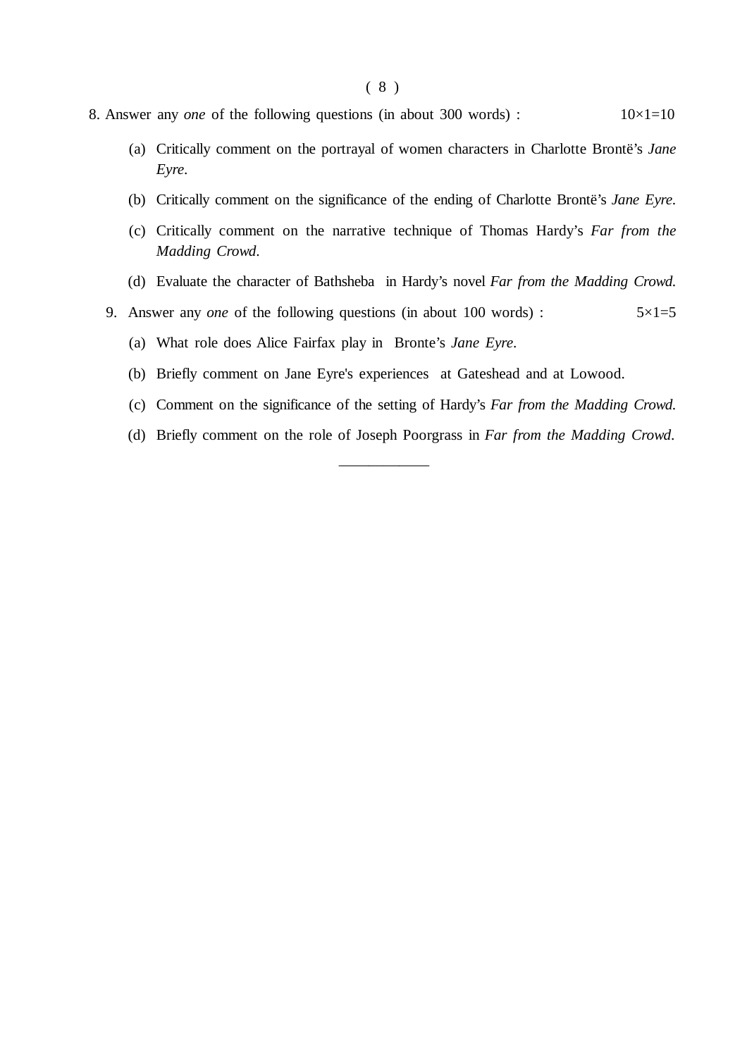8. Answer any *one* of the following questions (in about 300 words) : 10×1=10

   (a) Critically comment on the portrayal of women characters in Charlotte Brontë's *Jane Eyre*.

   (b) Critically comment on the significance of the ending of Charlotte Brontë's *Jane Eyre.*

   (c) Critically comment on the narrative technique of Thomas Hardy's *Far from the Madding Crowd.*

   (d) Evaluate the character of Bathsheba in Hardy's novel *Far from the Madding Crowd.*

9. Answer any *one* of the following questions (in about 100 words) : 5×1=5

   (a) What role does Alice Fairfax play in Bronte's *Jane Eyre*.

   (b) Briefly comment on Jane Eyre's experiences at Gateshead and at Lowood.

   (c) Comment on the significance of the setting of Hardy's *Far from the Madding Crowd.*

   (d) Briefly comment on the role of Joseph Poorgrass in *Far from the Madding Crowd.*

———————